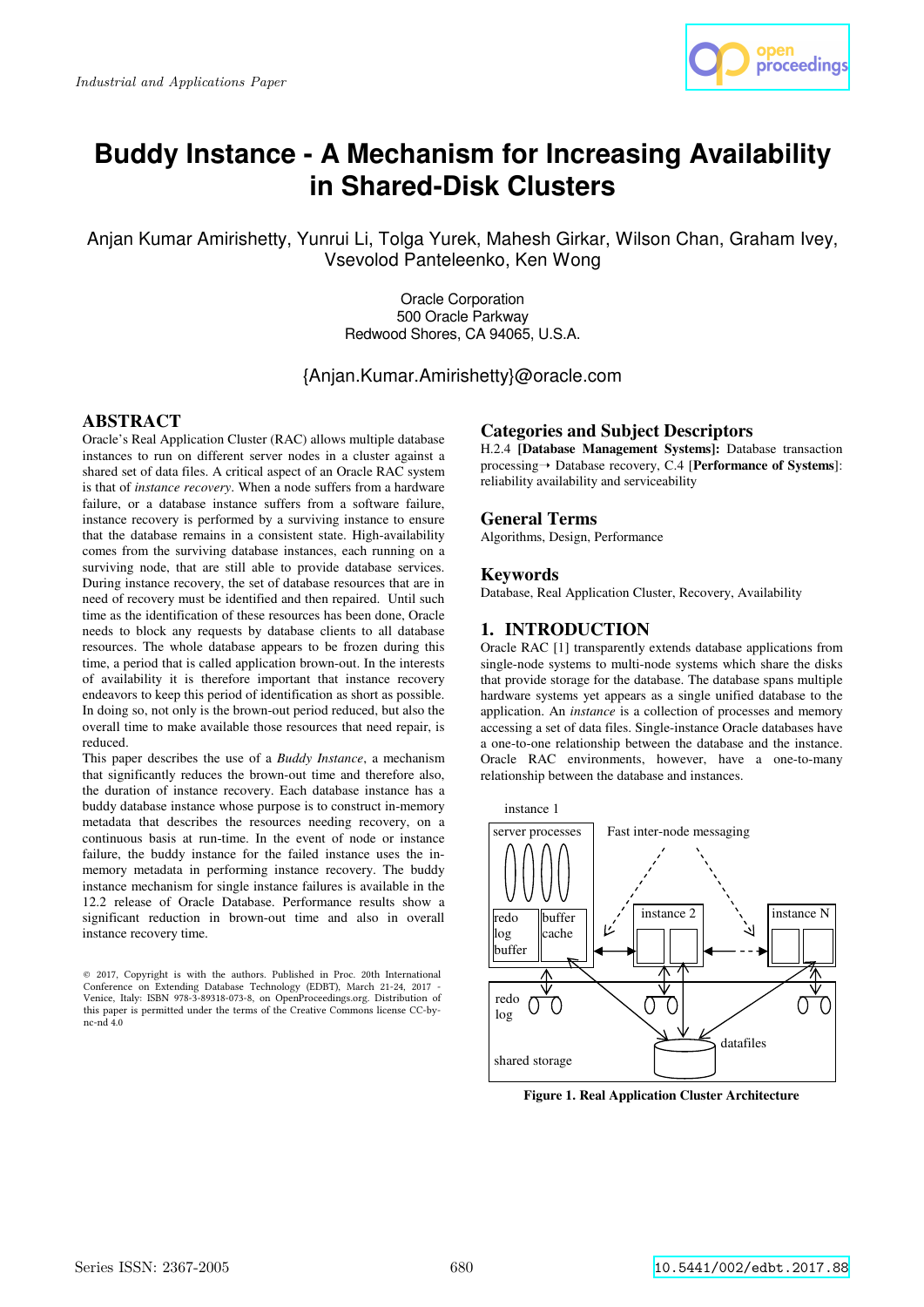Industrial and Applications Paper

# Buddy Instance - A Mechanism for Increasing Availability in Shared-Disk Clusters

Anjan Kumar Amirishetty, Yunrui Li, Tolga Yurek, Mahesh Girkar, Wilson Chan, Graham Ivey, Vsevolod Panteleenko, Ken Wong

Oracle Corporation
500 Oracle Parkway
Redwood Shores, CA 94065, U.S.A.

{Anjan.Kumar.Amirishetty}@oracle.com

## ABSTRACT

Oracle's Real Application Cluster (RAC) allows multiple database instances to run on different server nodes in a cluster against a shared set of data files. A critical aspect of an Oracle RAC system is that of *instance recovery*. When a node suffers from a hardware failure, or a database instance suffers from a software failure, instance recovery is performed by a surviving instance to ensure that the database remains in a consistent state. High-availability comes from the surviving database instances, each running on a surviving node, that are still able to provide database services. During instance recovery, the set of database resources that are in need of recovery must be identified and then repaired. Until such time as the identification of these resources has been done, Oracle needs to block any requests by database clients to all database resources. The whole database appears to be frozen during this time, a period that is called application brown-out. In the interests of availability it is therefore important that instance recovery endeavors to keep this period of identification as short as possible. In doing so, not only is the brown-out period reduced, but also the overall time to make available those resources that need repair, is reduced.

This paper describes the use of a *Buddy Instance*, a mechanism that significantly reduces the brown-out time and therefore also, the duration of instance recovery. Each database instance has a buddy database instance whose purpose is to construct in-memory metadata that describes the resources needing recovery, on a continuous basis at run-time. In the event of node or instance failure, the buddy instance for the failed instance uses the in-memory metadata in performing instance recovery. The buddy instance mechanism for single instance failures is available in the 12.2 release of Oracle Database. Performance results show a significant reduction in brown-out time and also in overall instance recovery time.

© 2017, Copyright is with the authors. Published in Proc. 20th International Conference on Extending Database Technology (EDBT), March 21-24, 2017 - Venice, Italy: ISBN 978-3-89318-073-8, on OpenProceedings.org. Distribution of this paper is permitted under the terms of the Creative Commons license CC-by-nc-nd 4.0

## Categories and Subject Descriptors

H.2.4 **[Database Management Systems]:** Database transaction processing→ Database recovery, C.4 [**Performance of Systems**]: reliability availability and serviceability

## General Terms

Algorithms, Design, Performance

## Keywords

Database, Real Application Cluster, Recovery, Availability

## 1. INTRODUCTION

Oracle RAC [1] transparently extends database applications from single-node systems to multi-node systems which share the disks that provide storage for the database. The database spans multiple hardware systems yet appears as a single unified database to the application. An *instance* is a collection of processes and memory accessing a set of data files. Single-instance Oracle databases have a one-to-one relationship between the database and the instance. Oracle RAC environments, however, have a one-to-many relationship between the database and instances.

**Figure 1. Real Application Cluster Architecture**

Series ISSN: 2367-2005 10.5441/002/edbt.2017.88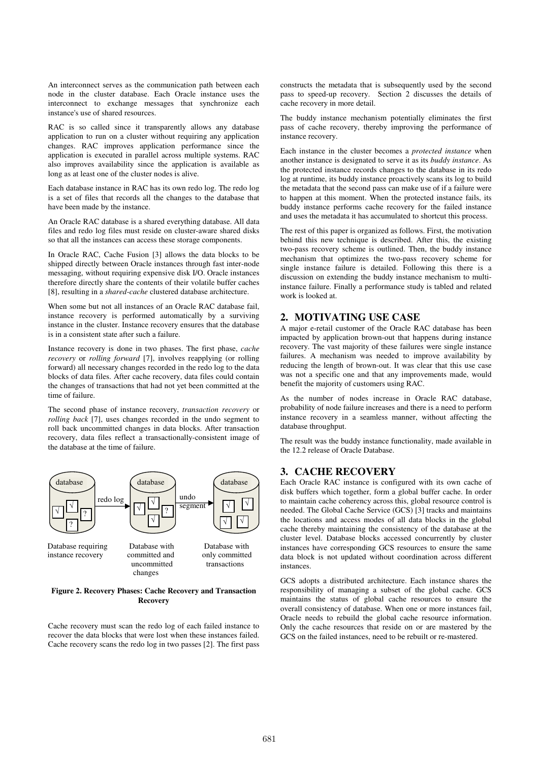An interconnect serves as the communication path between each node in the cluster database. Each Oracle instance uses the interconnect to exchange messages that synchronize each instance's use of shared resources.

RAC is so called since it transparently allows any database application to run on a cluster without requiring any application changes. RAC improves application performance since the application is executed in parallel across multiple systems. RAC also improves availability since the application is available as long as at least one of the cluster nodes is alive.

Each database instance in RAC has its own redo log. The redo log is a set of files that records all the changes to the database that have been made by the instance.

An Oracle RAC database is a shared everything database. All data files and redo log files must reside on cluster-aware shared disks so that all the instances can access these storage components.

In Oracle RAC, Cache Fusion [3] allows the data blocks to be shipped directly between Oracle instances through fast inter-node messaging, without requiring expensive disk I/O. Oracle instances therefore directly share the contents of their volatile buffer caches [8], resulting in a *shared-cache* clustered database architecture.

When some but not all instances of an Oracle RAC database fail, instance recovery is performed automatically by a surviving instance in the cluster. Instance recovery ensures that the database is in a consistent state after such a failure.

Instance recovery is done in two phases. The first phase, *cache recovery* or *rolling forward* [7], involves reapplying (or rolling forward) all necessary changes recorded in the redo log to the data blocks of data files. After cache recovery, data files could contain the changes of transactions that had not yet been committed at the time of failure.

The second phase of instance recovery, *transaction recovery* or *rolling back* [7], uses changes recorded in the undo segment to roll back uncommitted changes in data blocks. After transaction recovery, data files reflect a transactionally-consistent image of the database at the time of failure.

database — redo log → database — undo segment → database

Database requiring instance recovery | Database with committed and uncommitted changes | Database with only committed transactions

**Figure 2. Recovery Phases: Cache Recovery and Transaction Recovery**

Cache recovery must scan the redo log of each failed instance to recover the data blocks that were lost when these instances failed. Cache recovery scans the redo log in two passes [2]. The first pass constructs the metadata that is subsequently used by the second pass to speed-up recovery. Section 2 discusses the details of cache recovery in more detail.

The buddy instance mechanism potentially eliminates the first pass of cache recovery, thereby improving the performance of instance recovery.

Each instance in the cluster becomes a *protected instance* when another instance is designated to serve it as its *buddy instance*. As the protected instance records changes to the database in its redo log at runtime, its buddy instance proactively scans its log to build the metadata that the second pass can make use of if a failure were to happen at this moment. When the protected instance fails, its buddy instance performs cache recovery for the failed instance and uses the metadata it has accumulated to shortcut this process.

The rest of this paper is organized as follows. First, the motivation behind this new technique is described. After this, the existing two-pass recovery scheme is outlined. Then, the buddy instance mechanism that optimizes the two-pass recovery scheme for single instance failure is detailed. Following this there is a discussion on extending the buddy instance mechanism to multi-instance failure. Finally a performance study is tabled and related work is looked at.

## 2. MOTIVATING USE CASE

A major e-retail customer of the Oracle RAC database has been impacted by application brown-out that happens during instance recovery. The vast majority of these failures were single instance failures. A mechanism was needed to improve availability by reducing the length of brown-out. It was clear that this use case was not a specific one and that any improvements made, would benefit the majority of customers using RAC.

As the number of nodes increase in Oracle RAC database, probability of node failure increases and there is a need to perform instance recovery in a seamless manner, without affecting the database throughput.

The result was the buddy instance functionality, made available in the 12.2 release of Oracle Database.

## 3. CACHE RECOVERY

Each Oracle RAC instance is configured with its own cache of disk buffers which together, form a global buffer cache. In order to maintain cache coherency across this, global resource control is needed. The Global Cache Service (GCS) [3] tracks and maintains the locations and access modes of all data blocks in the global cache thereby maintaining the consistency of the database at the cluster level. Database blocks accessed concurrently by cluster instances have corresponding GCS resources to ensure the same data block is not updated without coordination across different instances.

GCS adopts a distributed architecture. Each instance shares the responsibility of managing a subset of the global cache. GCS maintains the status of global cache resources to ensure the overall consistency of database. When one or more instances fail, Oracle needs to rebuild the global cache resource information. Only the cache resources that reside on or are mastered by the GCS on the failed instances, need to be rebuilt or re-mastered.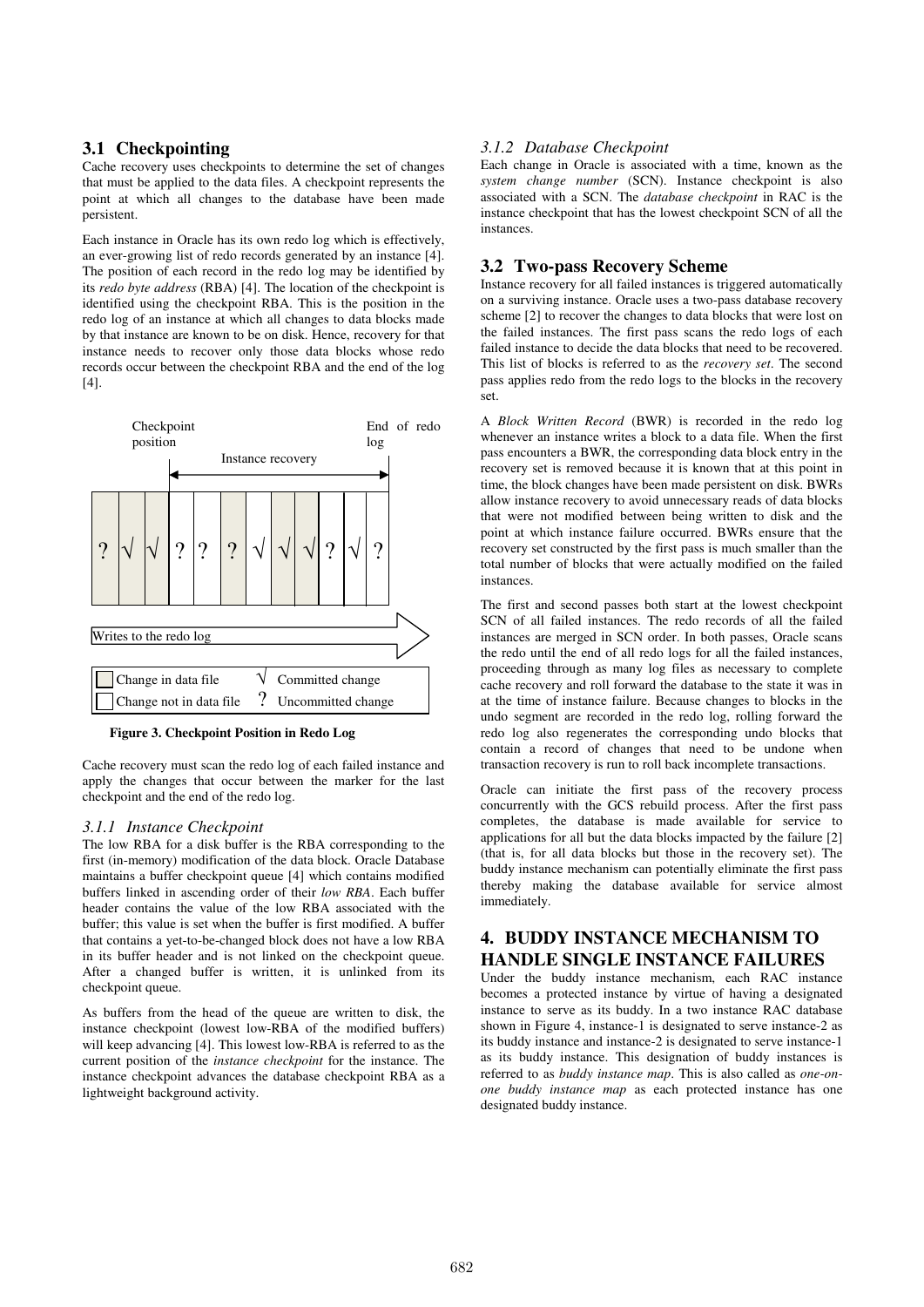## 3.1 Checkpointing

Cache recovery uses checkpoints to determine the set of changes that must be applied to the data files. A checkpoint represents the point at which all changes to the database have been made persistent.

Each instance in Oracle has its own redo log which is effectively, an ever-growing list of redo records generated by an instance [4]. The position of each record in the redo log may be identified by its *redo byte address* (RBA) [4]. The location of the checkpoint is identified using the checkpoint RBA. This is the position in the redo log of an instance at which all changes to data blocks made by that instance are known to be on disk. Hence, recovery for that instance needs to recover only those data blocks whose redo records occur between the checkpoint RBA and the end of the log [4].

Checkpoint position | Instance recovery | End of redo log

? √ √ ? ? ? √ √ √ ? √ ?

Writes to the redo log

Change in data file — √ Committed change
Change not in data file — ? Uncommitted change

**Figure 3. Checkpoint Position in Redo Log**

Cache recovery must scan the redo log of each failed instance and apply the changes that occur between the marker for the last checkpoint and the end of the redo log.

### 3.1.1 Instance Checkpoint

The low RBA for a disk buffer is the RBA corresponding to the first (in-memory) modification of the data block. Oracle Database maintains a buffer checkpoint queue [4] which contains modified buffers linked in ascending order of their *low RBA*. Each buffer header contains the value of the low RBA associated with the buffer; this value is set when the buffer is first modified. A buffer that contains a yet-to-be-changed block does not have a low RBA in its buffer header and is not linked on the checkpoint queue. After a changed buffer is written, it is unlinked from its checkpoint queue.

As buffers from the head of the queue are written to disk, the instance checkpoint (lowest low-RBA of the modified buffers) will keep advancing [4]. This lowest low-RBA is referred to as the current position of the *instance checkpoint* for the instance. The instance checkpoint advances the database checkpoint RBA as a lightweight background activity.

### 3.1.2 Database Checkpoint

Each change in Oracle is associated with a time, known as the *system change number* (SCN). Instance checkpoint is also associated with a SCN. The *database checkpoint* in RAC is the instance checkpoint that has the lowest checkpoint SCN of all the instances.

## 3.2 Two-pass Recovery Scheme

Instance recovery for all failed instances is triggered automatically on a surviving instance. Oracle uses a two-pass database recovery scheme [2] to recover the changes to data blocks that were lost on the failed instances. The first pass scans the redo logs of each failed instance to decide the data blocks that need to be recovered. This list of blocks is referred to as the *recovery set*. The second pass applies redo from the redo logs to the blocks in the recovery set.

A *Block Written Record* (BWR) is recorded in the redo log whenever an instance writes a block to a data file. When the first pass encounters a BWR, the corresponding data block entry in the recovery set is removed because it is known that at this point in time, the block changes have been made persistent on disk. BWRs allow instance recovery to avoid unnecessary reads of data blocks that were not modified between being written to disk and the point at which instance failure occurred. BWRs ensure that the recovery set constructed by the first pass is much smaller than the total number of blocks that were actually modified on the failed instances.

The first and second passes both start at the lowest checkpoint SCN of all failed instances. The redo records of all the failed instances are merged in SCN order. In both passes, Oracle scans the redo until the end of all redo logs for all the failed instances, proceeding through as many log files as necessary to complete cache recovery and roll forward the database to the state it was in at the time of instance failure. Because changes to blocks in the undo segment are recorded in the redo log, rolling forward the redo log also regenerates the corresponding undo blocks that contain a record of changes that need to be undone when transaction recovery is run to roll back incomplete transactions.

Oracle can initiate the first pass of the recovery process concurrently with the GCS rebuild process. After the first pass completes, the database is made available for service to applications for all but the data blocks impacted by the failure [2] (that is, for all data blocks but those in the recovery set). The buddy instance mechanism can potentially eliminate the first pass thereby making the database available for service almost immediately.

# 4. BUDDY INSTANCE MECHANISM TO HANDLE SINGLE INSTANCE FAILURES

Under the buddy instance mechanism, each RAC instance becomes a protected instance by virtue of having a designated instance to serve as its buddy. In a two instance RAC database shown in Figure 4, instance-1 is designated to serve instance-2 as its buddy instance and instance-2 is designated to serve instance-1 as its buddy instance. This designation of buddy instances is referred to as *buddy instance map*. This is also called as *one-on-one buddy instance map* as each protected instance has one designated buddy instance.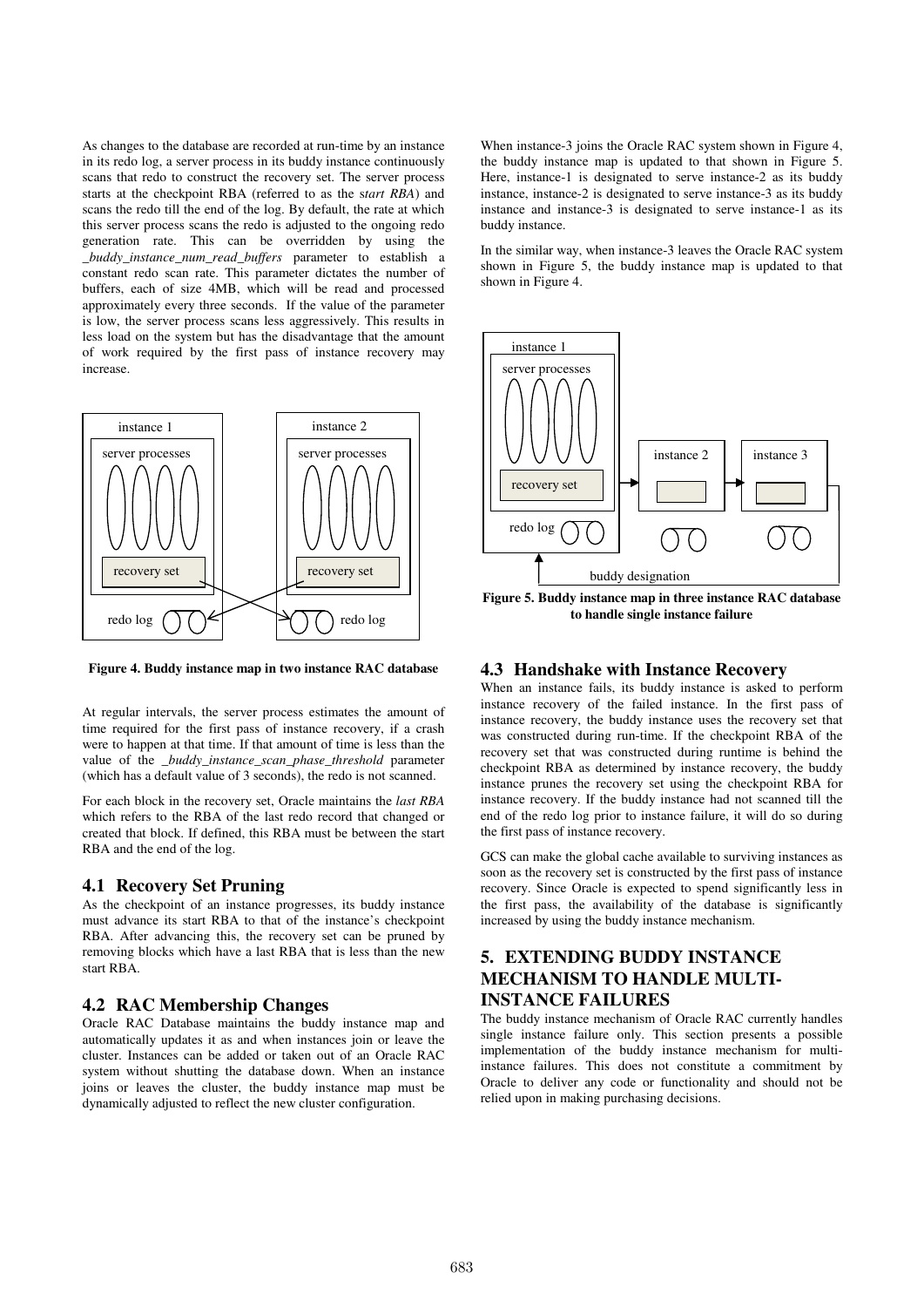As changes to the database are recorded at run-time by an instance in its redo log, a server process in its buddy instance continuously scans that redo to construct the recovery set. The server process starts at the checkpoint RBA (referred to as the s*tart RBA*) and scans the redo till the end of the log. By default, the rate at which this server process scans the redo is adjusted to the ongoing redo generation rate. This can be overridden by using the *_buddy_instance_num_read_buffers* parameter to establish a constant redo scan rate. This parameter dictates the number of buffers, each of size 4MB, which will be read and processed approximately every three seconds. If the value of the parameter is low, the server process scans less aggressively. This results in less load on the system but has the disadvantage that the amount of work required by the first pass of instance recovery may increase.

**Figure 4. Buddy instance map in two instance RAC database**

At regular intervals, the server process estimates the amount of time required for the first pass of instance recovery, if a crash were to happen at that time. If that amount of time is less than the value of the *_buddy_instance_scan_phase_threshold* parameter (which has a default value of 3 seconds), the redo is not scanned.

For each block in the recovery set, Oracle maintains the *last RBA* which refers to the RBA of the last redo record that changed or created that block. If defined, this RBA must be between the start RBA and the end of the log.

## 4.1 Recovery Set Pruning

As the checkpoint of an instance progresses, its buddy instance must advance its start RBA to that of the instance's checkpoint RBA. After advancing this, the recovery set can be pruned by removing blocks which have a last RBA that is less than the new start RBA.

## 4.2 RAC Membership Changes

Oracle RAC Database maintains the buddy instance map and automatically updates it as and when instances join or leave the cluster. Instances can be added or taken out of an Oracle RAC system without shutting the database down. When an instance joins or leaves the cluster, the buddy instance map must be dynamically adjusted to reflect the new cluster configuration.

When instance-3 joins the Oracle RAC system shown in Figure 4, the buddy instance map is updated to that shown in Figure 5. Here, instance-1 is designated to serve instance-2 as its buddy instance, instance-2 is designated to serve instance-3 as its buddy instance and instance-3 is designated to serve instance-1 as its buddy instance.

In the similar way, when instance-3 leaves the Oracle RAC system shown in Figure 5, the buddy instance map is updated to that shown in Figure 4.

**Figure 5. Buddy instance map in three instance RAC database to handle single instance failure**

## 4.3 Handshake with Instance Recovery

When an instance fails, its buddy instance is asked to perform instance recovery of the failed instance. In the first pass of instance recovery, the buddy instance uses the recovery set that was constructed during run-time. If the checkpoint RBA of the recovery set that was constructed during runtime is behind the checkpoint RBA as determined by instance recovery, the buddy instance prunes the recovery set using the checkpoint RBA for instance recovery. If the buddy instance had not scanned till the end of the redo log prior to instance failure, it will do so during the first pass of instance recovery.

GCS can make the global cache available to surviving instances as soon as the recovery set is constructed by the first pass of instance recovery. Since Oracle is expected to spend significantly less in the first pass, the availability of the database is significantly increased by using the buddy instance mechanism.

# 5. EXTENDING BUDDY INSTANCE MECHANISM TO HANDLE MULTI-INSTANCE FAILURES

The buddy instance mechanism of Oracle RAC currently handles single instance failure only. This section presents a possible implementation of the buddy instance mechanism for multi-instance failures. This does not constitute a commitment by Oracle to deliver any code or functionality and should not be relied upon in making purchasing decisions.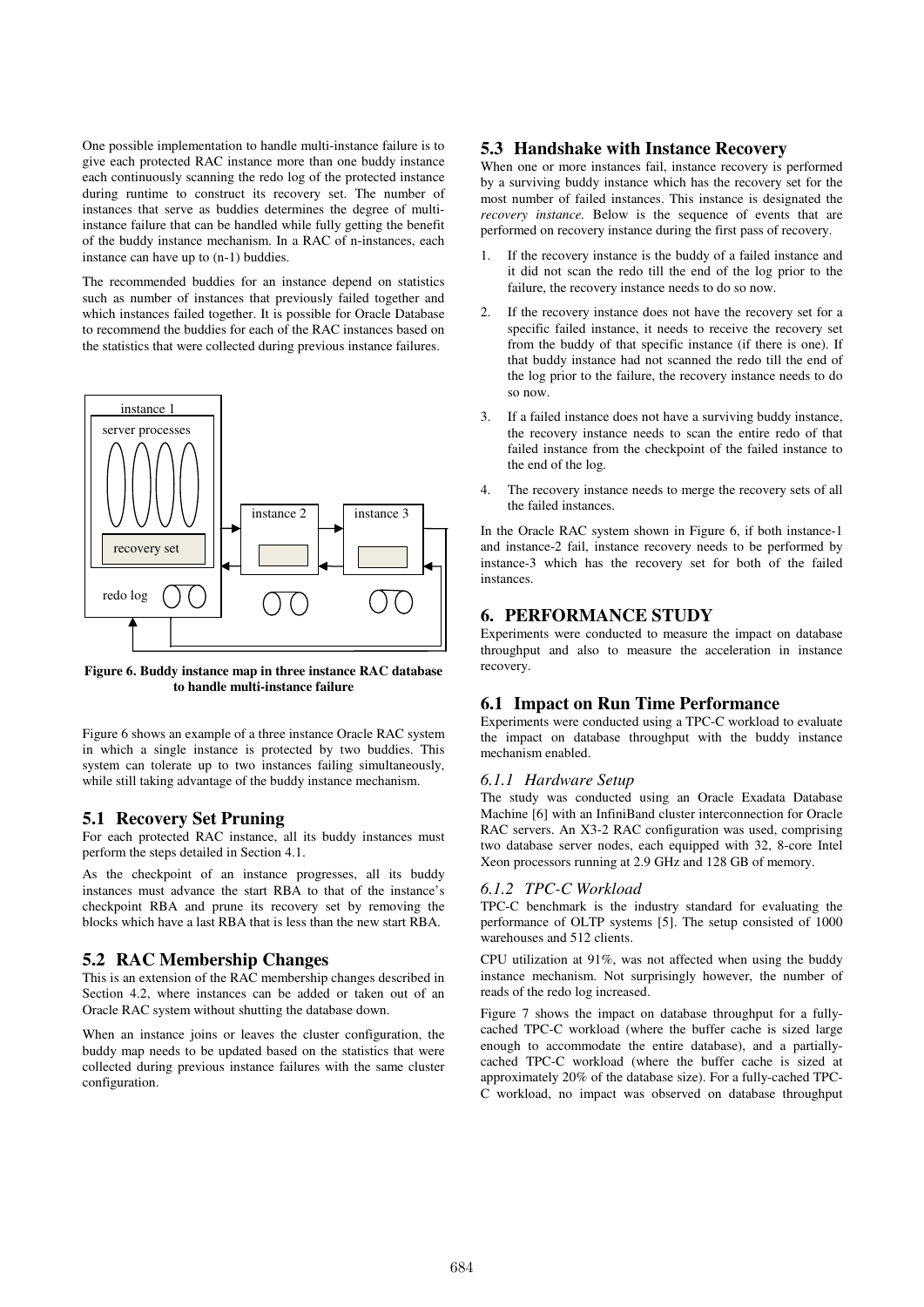One possible implementation to handle multi-instance failure is to give each protected RAC instance more than one buddy instance each continuously scanning the redo log of the protected instance during runtime to construct its recovery set. The number of instances that serve as buddies determines the degree of multi-instance failure that can be handled while fully getting the benefit of the buddy instance mechanism. In a RAC of n-instances, each instance can have up to (n-1) buddies.

The recommended buddies for an instance depend on statistics such as number of instances that previously failed together and which instances failed together. It is possible for Oracle Database to recommend the buddies for each of the RAC instances based on the statistics that were collected during previous instance failures.

**Figure 6. Buddy instance map in three instance RAC database to handle multi-instance failure**

Figure 6 shows an example of a three instance Oracle RAC system in which a single instance is protected by two buddies. This system can tolerate up to two instances failing simultaneously, while still taking advantage of the buddy instance mechanism.

## 5.1 Recovery Set Pruning

For each protected RAC instance, all its buddy instances must perform the steps detailed in Section 4.1.

As the checkpoint of an instance progresses, all its buddy instances must advance the start RBA to that of the instance's checkpoint RBA and prune its recovery set by removing the blocks which have a last RBA that is less than the new start RBA.

## 5.2 RAC Membership Changes

This is an extension of the RAC membership changes described in Section 4.2, where instances can be added or taken out of an Oracle RAC system without shutting the database down.

When an instance joins or leaves the cluster configuration, the buddy map needs to be updated based on the statistics that were collected during previous instance failures with the same cluster configuration.

## 5.3 Handshake with Instance Recovery

When one or more instances fail, instance recovery is performed by a surviving buddy instance which has the recovery set for the most number of failed instances. This instance is designated the *recovery instance*. Below is the sequence of events that are performed on recovery instance during the first pass of recovery.

1. If the recovery instance is the buddy of a failed instance and it did not scan the redo till the end of the log prior to the failure, the recovery instance needs to do so now.
2. If the recovery instance does not have the recovery set for a specific failed instance, it needs to receive the recovery set from the buddy of that specific instance (if there is one). If that buddy instance had not scanned the redo till the end of the log prior to the failure, the recovery instance needs to do so now.
3. If a failed instance does not have a surviving buddy instance, the recovery instance needs to scan the entire redo of that failed instance from the checkpoint of the failed instance to the end of the log.
4. The recovery instance needs to merge the recovery sets of all the failed instances.

In the Oracle RAC system shown in Figure 6, if both instance-1 and instance-2 fail, instance recovery needs to be performed by instance-3 which has the recovery set for both of the failed instances.

# 6. PERFORMANCE STUDY

Experiments were conducted to measure the impact on database throughput and also to measure the acceleration in instance recovery.

## 6.1 Impact on Run Time Performance

Experiments were conducted using a TPC-C workload to evaluate the impact on database throughput with the buddy instance mechanism enabled.

### *6.1.1 Hardware Setup*

The study was conducted using an Oracle Exadata Database Machine [6] with an InfiniBand cluster interconnection for Oracle RAC servers. An X3-2 RAC configuration was used, comprising two database server nodes, each equipped with 32, 8-core Intel Xeon processors running at 2.9 GHz and 128 GB of memory.

### *6.1.2 TPC-C Workload*

TPC-C benchmark is the industry standard for evaluating the performance of OLTP systems [5]. The setup consisted of 1000 warehouses and 512 clients.

CPU utilization at 91%, was not affected when using the buddy instance mechanism. Not surprisingly however, the number of reads of the redo log increased.

Figure 7 shows the impact on database throughput for a fully-cached TPC-C workload (where the buffer cache is sized large enough to accommodate the entire database), and a partially-cached TPC-C workload (where the buffer cache is sized at approximately 20% of the database size). For a fully-cached TPC-C workload, no impact was observed on database throughput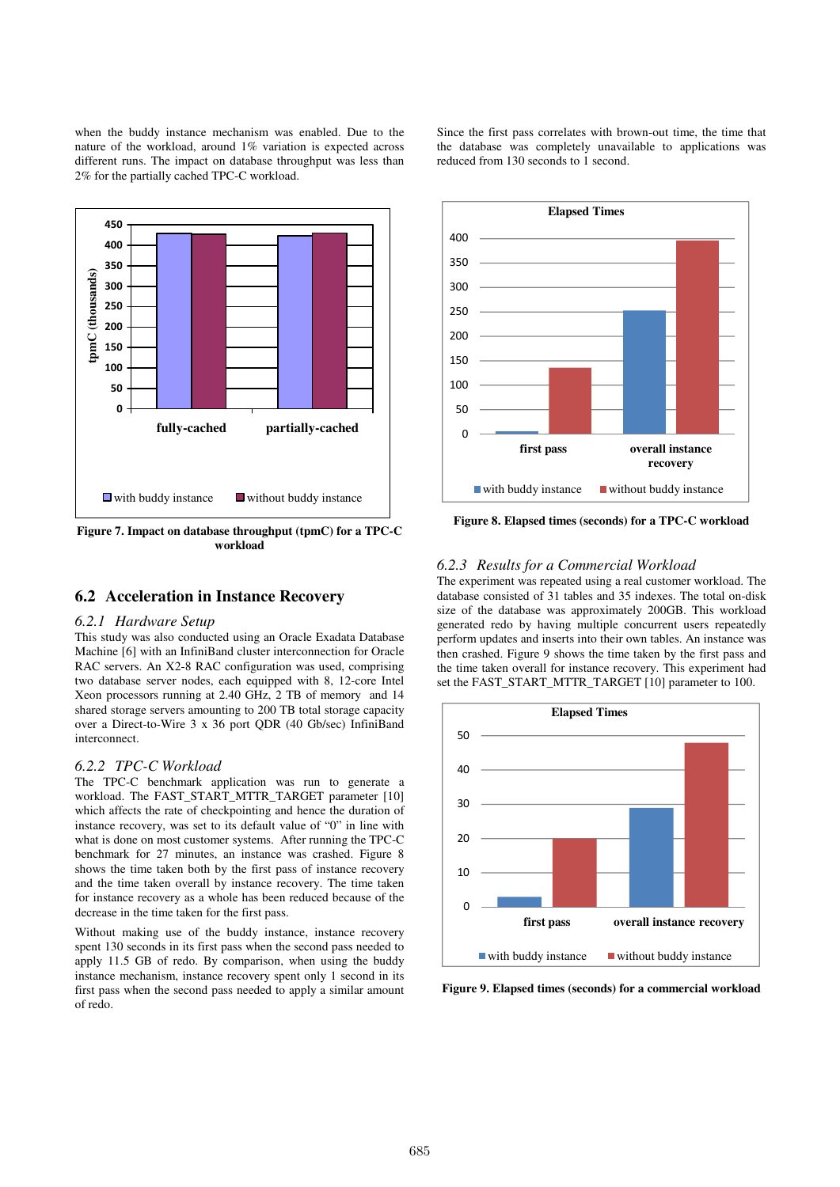when the buddy instance mechanism was enabled. Due to the nature of the workload, around 1% variation is expected across different runs. The impact on database throughput was less than 2% for the partially cached TPC-C workload.

**Figure 7. Impact on database throughput (tpmC) for a TPC-C workload**

## 6.2 Acceleration in Instance Recovery

### *6.2.1 Hardware Setup*

This study was also conducted using an Oracle Exadata Database Machine [6] with an InfiniBand cluster interconnection for Oracle RAC servers. An X2-8 RAC configuration was used, comprising two database server nodes, each equipped with 8, 12-core Intel Xeon processors running at 2.40 GHz, 2 TB of memory and 14 shared storage servers amounting to 200 TB total storage capacity over a Direct-to-Wire 3 x 36 port QDR (40 Gb/sec) InfiniBand interconnect.

### *6.2.2 TPC-C Workload*

The TPC-C benchmark application was run to generate a workload. The FAST_START_MTTR_TARGET parameter [10] which affects the rate of checkpointing and hence the duration of instance recovery, was set to its default value of "0" in line with what is done on most customer systems. After running the TPC-C benchmark for 27 minutes, an instance was crashed. Figure 8 shows the time taken both by the first pass of instance recovery and the time taken overall by instance recovery. The time taken for instance recovery as a whole has been reduced because of the decrease in the time taken for the first pass.

Without making use of the buddy instance, instance recovery spent 130 seconds in its first pass when the second pass needed to apply 11.5 GB of redo. By comparison, when using the buddy instance mechanism, instance recovery spent only 1 second in its first pass when the second pass needed to apply a similar amount of redo.

Since the first pass correlates with brown-out time, the time that the database was completely unavailable to applications was reduced from 130 seconds to 1 second.

**Figure 8. Elapsed times (seconds) for a TPC-C workload**

### *6.2.3 Results for a Commercial Workload*

The experiment was repeated using a real customer workload. The database consisted of 31 tables and 35 indexes. The total on-disk size of the database was approximately 200GB. This workload generated redo by having multiple concurrent users repeatedly perform updates and inserts into their own tables. An instance was then crashed. Figure 9 shows the time taken by the first pass and the time taken overall for instance recovery. This experiment had set the FAST_START_MTTR_TARGET [10] parameter to 100.

**Figure 9. Elapsed times (seconds) for a commercial workload**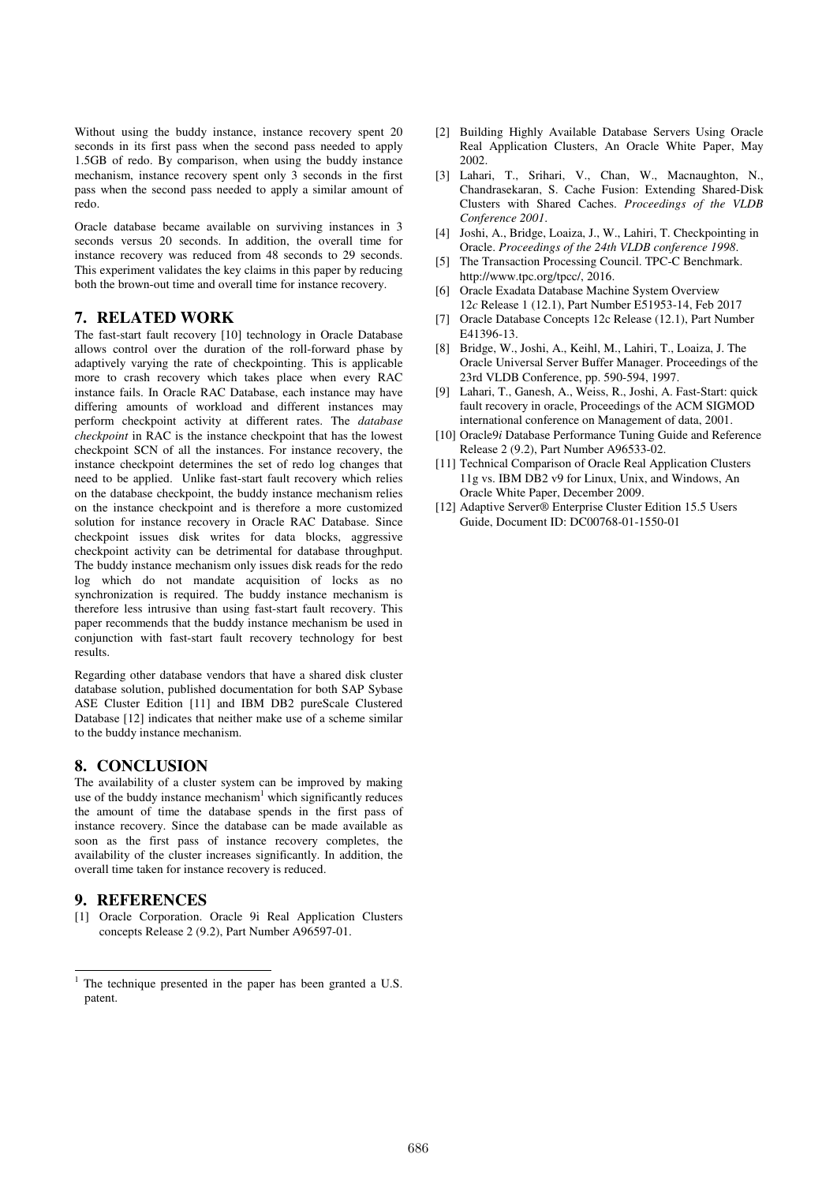Without using the buddy instance, instance recovery spent 20 seconds in its first pass when the second pass needed to apply 1.5GB of redo. By comparison, when using the buddy instance mechanism, instance recovery spent only 3 seconds in the first pass when the second pass needed to apply a similar amount of redo.

Oracle database became available on surviving instances in 3 seconds versus 20 seconds. In addition, the overall time for instance recovery was reduced from 48 seconds to 29 seconds. This experiment validates the key claims in this paper by reducing both the brown-out time and overall time for instance recovery.

## 7. RELATED WORK

The fast-start fault recovery [10] technology in Oracle Database allows control over the duration of the roll-forward phase by adaptively varying the rate of checkpointing. This is applicable more to crash recovery which takes place when every RAC instance fails. In Oracle RAC Database, each instance may have differing amounts of workload and different instances may perform checkpoint activity at different rates. The *database checkpoint* in RAC is the instance checkpoint that has the lowest checkpoint SCN of all the instances. For instance recovery, the instance checkpoint determines the set of redo log changes that need to be applied. Unlike fast-start fault recovery which relies on the database checkpoint, the buddy instance mechanism relies on the instance checkpoint and is therefore a more customized solution for instance recovery in Oracle RAC Database. Since checkpoint issues disk writes for data blocks, aggressive checkpoint activity can be detrimental for database throughput. The buddy instance mechanism only issues disk reads for the redo log which do not mandate acquisition of locks as no synchronization is required. The buddy instance mechanism is therefore less intrusive than using fast-start fault recovery. This paper recommends that the buddy instance mechanism be used in conjunction with fast-start fault recovery technology for best results.

Regarding other database vendors that have a shared disk cluster database solution, published documentation for both SAP Sybase ASE Cluster Edition [11] and IBM DB2 pureScale Clustered Database [12] indicates that neither make use of a scheme similar to the buddy instance mechanism.

## 8. CONCLUSION

The availability of a cluster system can be improved by making use of the buddy instance mechanism[1] which significantly reduces the amount of time the database spends in the first pass of instance recovery. Since the database can be made available as soon as the first pass of instance recovery completes, the availability of the cluster increases significantly. In addition, the overall time taken for instance recovery is reduced.

## 9. REFERENCES

[1] Oracle Corporation. Oracle 9i Real Application Clusters concepts Release 2 (9.2), Part Number A96597-01.

[2] Building Highly Available Database Servers Using Oracle Real Application Clusters, An Oracle White Paper, May 2002.

[3] Lahari, T., Srihari, V., Chan, W., Macnaughton, N., Chandrasekaran, S. Cache Fusion: Extending Shared-Disk Clusters with Shared Caches. *Proceedings of the VLDB Conference 2001*.

[4] Joshi, A., Bridge, Loaiza, J., W., Lahiri, T. Checkpointing in Oracle. *Proceedings of the 24th VLDB conference 1998*.

[5] The Transaction Processing Council. TPC-C Benchmark. http://www.tpc.org/tpcc/, 2016.

[6] Oracle Exadata Database Machine System Overview 12*c* Release 1 (12.1), Part Number E51953-14, Feb 2017

[7] Oracle Database Concepts 12c Release (12.1), Part Number E41396-13.

[8] Bridge, W., Joshi, A., Keihl, M., Lahiri, T., Loaiza, J. The Oracle Universal Server Buffer Manager. Proceedings of the 23rd VLDB Conference, pp. 590-594, 1997.

[9] Lahari, T., Ganesh, A., Weiss, R., Joshi, A. Fast-Start: quick fault recovery in oracle, Proceedings of the ACM SIGMOD international conference on Management of data, 2001.

[10] Oracle9*i* Database Performance Tuning Guide and Reference Release 2 (9.2), Part Number A96533-02.

[11] Technical Comparison of Oracle Real Application Clusters 11g vs. IBM DB2 v9 for Linux, Unix, and Windows, An Oracle White Paper, December 2009.

[12] Adaptive Server® Enterprise Cluster Edition 15.5 Users Guide, Document ID: DC00768-01-1550-01

[1] The technique presented in the paper has been granted a U.S. patent.